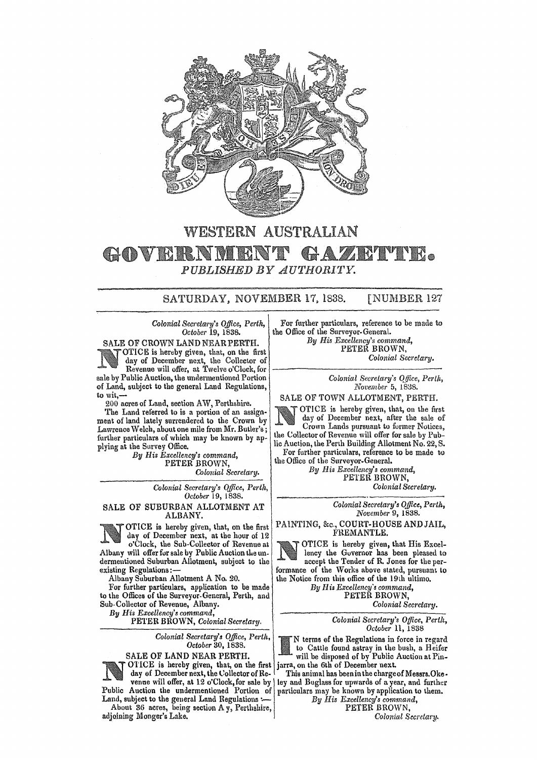# WESTERN AUSTRALIAN

# GOVERNMENT GAZETTE.

*PUBLISHED BY AUTHORITY.*

SATURDAY, NOVEMBER 17, 1838. [NUMBER 127

*Colonial Secretary's Office, Perth,*
*October* 19, 1838.

## SALE OF CROWN LAND NEAR PERTH.

NOTICE is hereby given, that, on the first day of December next, the Collector of Revenue will offer, at Twelve o'Clock, for sale by Public Auction, the undermentioned Portion of Land, subject to the general Land Regulations, to wit,—

200 acres of Land, section AW, Perthshire.

The Land referred to is a portion of an assignment of land lately surrendered to the Crown by Lawrence Welch, about one mile from Mr. Butler's; further particulars of which may be known by applying at the Survey Office.

*By His Excellency's command,*
PETER BROWN,
*Colonial Secretary.*

---

*Colonial Secretary's Office, Perth,*
*October* 19, 1838.

## SALE OF SUBURBAN ALLOTMENT AT ALBANY.

NOTICE is hereby given, that, on the first day of December next, at the hour of 12 o'Clock, the Sub-Collector of Revenue at Albany will offer for sale by Public Auction the undermentioned Suburban Allotment, subject to the existing Regulations:—

Albany Suburban Allotment A No. 20.

For further particulars, application to be made to the Offices of the Surveyor-General, Perth, and Sub-Collector of Revenue, Albany.

*By His Excellency's command,*
PETER BROWN, *Colonial Secretary.*

---

*Colonial Secretary's Office, Perth,*
*October* 30, 1838.

## SALE OF LAND NEAR PERTH.

NOTICE is hereby given, that, on the first day of December next, the Collector of Revenue will offer, at 12 o'Clock, for sale by Public Auction the undermentioned Portion of Land, subject to the general Land Regulations:—

About 36 acres, being section A y, Perthshire, adjoining Monger's Lake.

For further particulars, reference to be made to the Office of the Surveyor-General.

*By His Excellency's command,*
PETER BROWN,
*Colonial Secretary.*

---

*Colonial Secretary's Office, Perth,*
*November* 5, 1838.

## SALE OF TOWN ALLOTMENT, PERTH.

NOTICE is hereby given, that, on the first day of December next, after the sale of Crown Lands pursuant to former Notices, the Collector of Revenue will offer for sale by Public Auction, the Perth Building Allotment No. 22, S.

For further particulars, reference to be made to the Office of the Surveyor-General.

*By His Excellency's command,*
PETER BROWN,
*Colonial Secretary.*

---

*Colonial Secretary's Office, Perth,*
*November* 9, 1838.

## PAINTING, &c., COURT-HOUSE AND JAIL, FREMANTLE.

NOTICE is hereby given, that His Excellency the Governor has been pleased to accept the Tender of R. Jones for the performance of the Works above stated, pursuant to the Notice from this office of the 19th ultimo.

*By His Excellency's command,*
PETER BROWN,
*Colonial Secretary.*

---

*Colonial Secretary's Office, Perth,*
*October* 11, 1838

IN terms of the Regulations in force in regard to Cattle found astray in the bush, a Heifer will be disposed of by Public Auction at Pinjarra, on the 6th of December next.

This animal has been in the charge of Messrs. Okeley and Buglass for upwards of a year, and further particulars may be known by application to them.

*By His Excellency's command,*
PETER BROWN,
*Colonial Secretary.*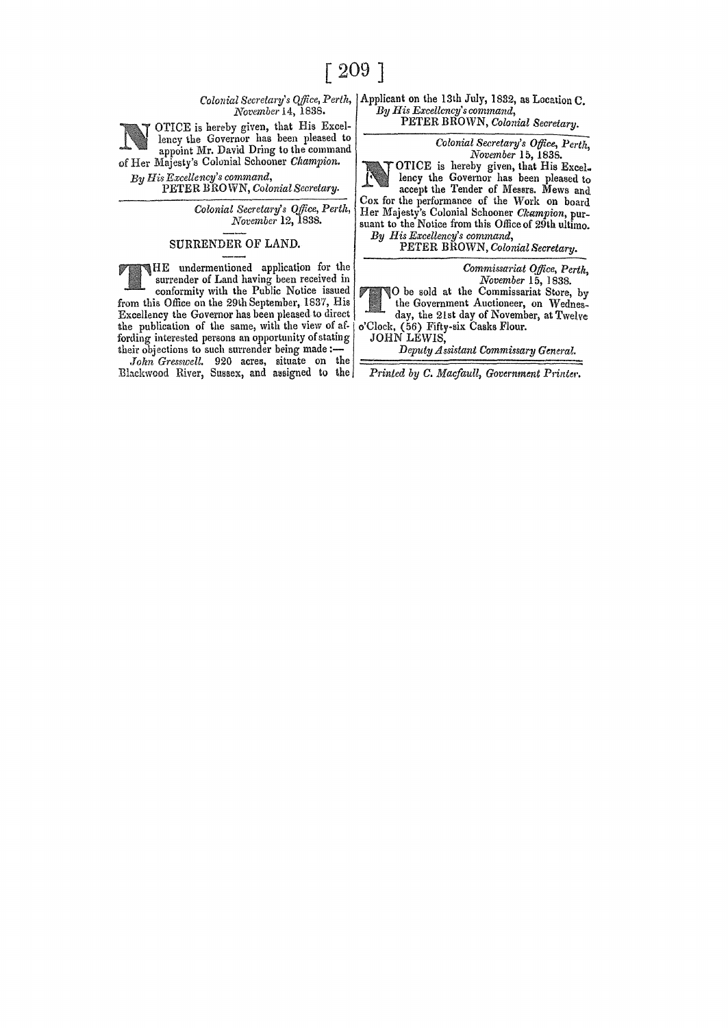*Colonial Secretary's Office, Perth, November 14, 1838.*

NOTICE is hereby given, that His Excellency the Governor has been pleased to appoint Mr. David Dring to the command of Her Majesty's Colonial Schooner *Champion.*

*By His Excellency's command,*
PETER BROWN, *Colonial Secretary.*

---

*Colonial Secretary's Office, Perth, November 12, 1838.*

## SURRENDER OF LAND.

THE undermentioned application for the surrender of Land having been received in conformity with the Public Notice issued from this Office on the 29th September, 1837, His Excellency the Governor has been pleased to direct the publication of the same, with the view of affording interested persons an opportunity of stating their objections to such surrender being made:—

*John Gresswell.* 920 acres, situate on the Blackwood River, Sussex, and assigned to the Applicant on the 13th July, 1832, as Location C.

*By His Excellency's command,*
PETER BROWN, *Colonial Secretary.*

---

*Colonial Secretary's Office, Perth, November 15, 1838.*

NOTICE is hereby given, that His Excellency the Governor has been pleased to accept the Tender of Messrs. Mews and Cox for the performance of the Work on board Her Majesty's Colonial Schooner *Champion*, pursuant to the Notice from this Office of 29th ultimo.

*By His Excellency's command,*
PETER BROWN, *Colonial Secretary.*

---

*Commissariat Office, Perth, November 15, 1838.*

TO be sold at the Commissariat Store, by the Government Auctioneer, on Wednesday, the 21st day of November, at Twelve o'Clock, (56) Fifty-six Casks Flour.

JOHN LEWIS,
*Deputy Assistant Commissary General.*

---

*Printed by C. Macfaull, Government Printer.*